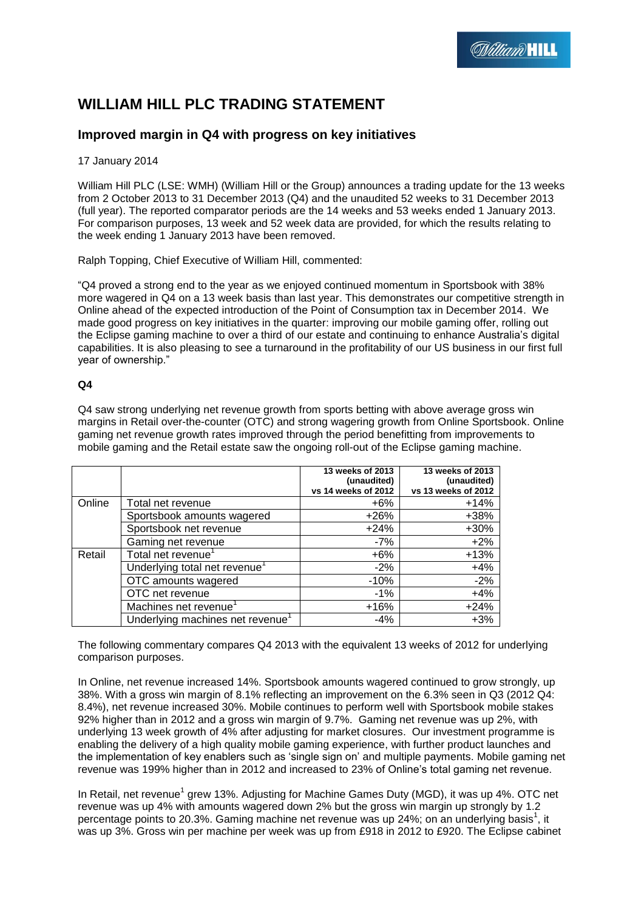# WILLIAM HILL PLC TRADING STATEMENT

## Improved margin in Q4 with progress on key initiatives

17 January 2014

William Hill PLC (LSE: WMH) (William Hill or the Group) announces a trading update for the 13 weeks from 2 October 2013 to 31 December 2013 (Q4) and the unaudited 52 weeks to 31 December 2013 (full year). The reported comparator periods are the 14 weeks and 53 weeks ended 1 January 2013. For comparison purposes, 13 week and 52 week data are provided, for which the results relating to the week ending 1 January 2013 have been removed.

Ralph Topping, Chief Executive of William Hill, commented:

"Q4 proved a strong end to the year as we enjoyed continued momentum in Sportsbook with 38% more wagered in Q4 on a 13 week basis than last year. This demonstrates our competitive strength in Online ahead of the expected introduction of the Point of Consumption tax in December 2014. We made good progress on key initiatives in the quarter: improving our mobile gaming offer, rolling out the Eclipse gaming machine to over a third of our estate and continuing to enhance Australia's digital capabilities. It is also pleasing to see a turnaround in the profitability of our US business in our first full year of ownership."

**Q4**

Q4 saw strong underlying net revenue growth from sports betting with above average gross win margins in Retail over-the-counter (OTC) and strong wagering growth from Online Sportsbook. Online gaming net revenue growth rates improved through the period benefitting from improvements to mobile gaming and the Retail estate saw the ongoing roll-out of the Eclipse gaming machine.

| | | 13 weeks of 2013 (unaudited) vs 14 weeks of 2012 | 13 weeks of 2013 (unaudited) vs 13 weeks of 2012 |
|---|---|---|---|
| Online | Total net revenue | +6% | +14% |
| | Sportsbook amounts wagered | +26% | +38% |
| | Sportsbook net revenue | +24% | +30% |
| | Gaming net revenue | -7% | +2% |
| Retail | Total net revenue[1] | +6% | +13% |
| | Underlying total net revenue[1] | -2% | +4% |
| | OTC amounts wagered | -10% | -2% |
| | OTC net revenue | -1% | +4% |
| | Machines net revenue[1] | +16% | +24% |
| | Underlying machines net revenue[1] | -4% | +3% |

The following commentary compares Q4 2013 with the equivalent 13 weeks of 2012 for underlying comparison purposes.

In Online, net revenue increased 14%. Sportsbook amounts wagered continued to grow strongly, up 38%. With a gross win margin of 8.1% reflecting an improvement on the 6.3% seen in Q3 (2012 Q4: 8.4%), net revenue increased 30%. Mobile continues to perform well with Sportsbook mobile stakes 92% higher than in 2012 and a gross win margin of 9.7%. Gaming net revenue was up 2%, with underlying 13 week growth of 4% after adjusting for market closures. Our investment programme is enabling the delivery of a high quality mobile gaming experience, with further product launches and the implementation of key enablers such as 'single sign on' and multiple payments. Mobile gaming net revenue was 199% higher than in 2012 and increased to 23% of Online's total gaming net revenue.

In Retail, net revenue[1] grew 13%. Adjusting for Machine Games Duty (MGD), it was up 4%. OTC net revenue was up 4% with amounts wagered down 2% but the gross win margin up strongly by 1.2 percentage points to 20.3%. Gaming machine net revenue was up 24%; on an underlying basis[1], it was up 3%. Gross win per machine per week was up from £918 in 2012 to £920. The Eclipse cabinet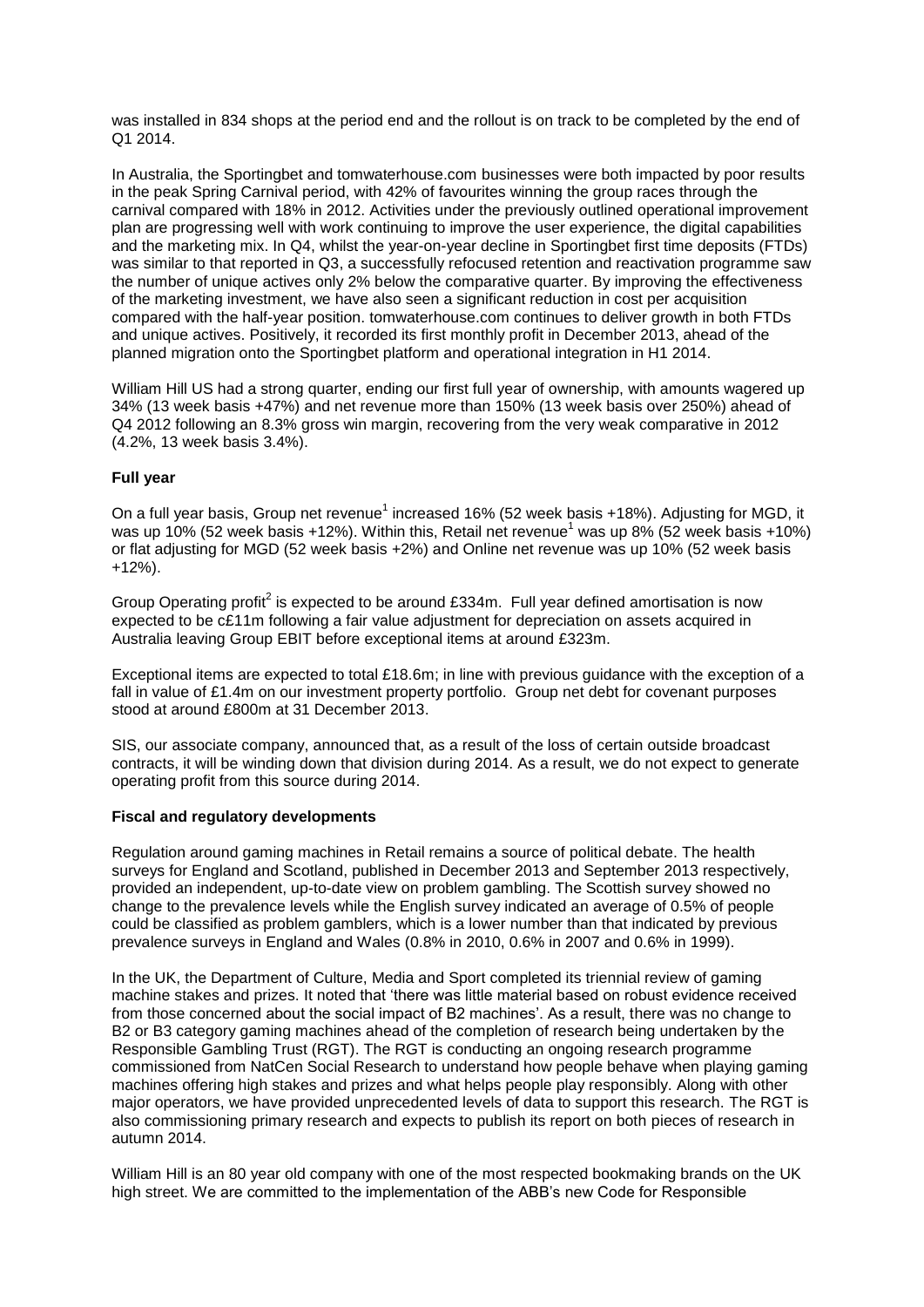was installed in 834 shops at the period end and the rollout is on track to be completed by the end of Q1 2014.

In Australia, the Sportingbet and tomwaterhouse.com businesses were both impacted by poor results in the peak Spring Carnival period, with 42% of favourites winning the group races through the carnival compared with 18% in 2012. Activities under the previously outlined operational improvement plan are progressing well with work continuing to improve the user experience, the digital capabilities and the marketing mix. In Q4, whilst the year-on-year decline in Sportingbet first time deposits (FTDs) was similar to that reported in Q3, a successfully refocused retention and reactivation programme saw the number of unique actives only 2% below the comparative quarter. By improving the effectiveness of the marketing investment, we have also seen a significant reduction in cost per acquisition compared with the half-year position. tomwaterhouse.com continues to deliver growth in both FTDs and unique actives. Positively, it recorded its first monthly profit in December 2013, ahead of the planned migration onto the Sportingbet platform and operational integration in H1 2014.

William Hill US had a strong quarter, ending our first full year of ownership, with amounts wagered up 34% (13 week basis +47%) and net revenue more than 150% (13 week basis over 250%) ahead of Q4 2012 following an 8.3% gross win margin, recovering from the very weak comparative in 2012 (4.2%, 13 week basis 3.4%).

**Full year**

On a full year basis, Group net revenue[1] increased 16% (52 week basis +18%). Adjusting for MGD, it was up 10% (52 week basis +12%). Within this, Retail net revenue[1] was up 8% (52 week basis +10%) or flat adjusting for MGD (52 week basis +2%) and Online net revenue was up 10% (52 week basis +12%).

Group Operating profit[2] is expected to be around £334m. Full year defined amortisation is now expected to be c£11m following a fair value adjustment for depreciation on assets acquired in Australia leaving Group EBIT before exceptional items at around £323m.

Exceptional items are expected to total £18.6m; in line with previous guidance with the exception of a fall in value of £1.4m on our investment property portfolio. Group net debt for covenant purposes stood at around £800m at 31 December 2013.

SIS, our associate company, announced that, as a result of the loss of certain outside broadcast contracts, it will be winding down that division during 2014. As a result, we do not expect to generate operating profit from this source during 2014.

**Fiscal and regulatory developments**

Regulation around gaming machines in Retail remains a source of political debate. The health surveys for England and Scotland, published in December 2013 and September 2013 respectively, provided an independent, up-to-date view on problem gambling. The Scottish survey showed no change to the prevalence levels while the English survey indicated an average of 0.5% of people could be classified as problem gamblers, which is a lower number than that indicated by previous prevalence surveys in England and Wales (0.8% in 2010, 0.6% in 2007 and 0.6% in 1999).

In the UK, the Department of Culture, Media and Sport completed its triennial review of gaming machine stakes and prizes. It noted that 'there was little material based on robust evidence received from those concerned about the social impact of B2 machines'. As a result, there was no change to B2 or B3 category gaming machines ahead of the completion of research being undertaken by the Responsible Gambling Trust (RGT). The RGT is conducting an ongoing research programme commissioned from NatCen Social Research to understand how people behave when playing gaming machines offering high stakes and prizes and what helps people play responsibly. Along with other major operators, we have provided unprecedented levels of data to support this research. The RGT is also commissioning primary research and expects to publish its report on both pieces of research in autumn 2014.

William Hill is an 80 year old company with one of the most respected bookmaking brands on the UK high street. We are committed to the implementation of the ABB's new Code for Responsible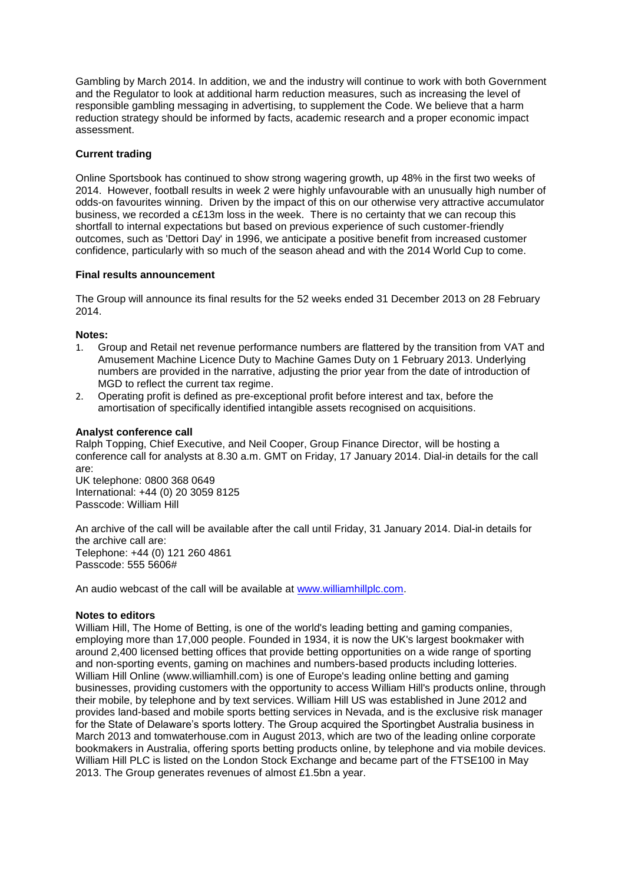Gambling by March 2014. In addition, we and the industry will continue to work with both Government and the Regulator to look at additional harm reduction measures, such as increasing the level of responsible gambling messaging in advertising, to supplement the Code. We believe that a harm reduction strategy should be informed by facts, academic research and a proper economic impact assessment.

**Current trading**

Online Sportsbook has continued to show strong wagering growth, up 48% in the first two weeks of 2014. However, football results in week 2 were highly unfavourable with an unusually high number of odds-on favourites winning. Driven by the impact of this on our otherwise very attractive accumulator business, we recorded a c£13m loss in the week. There is no certainty that we can recoup this shortfall to internal expectations but based on previous experience of such customer-friendly outcomes, such as 'Dettori Day' in 1996, we anticipate a positive benefit from increased customer confidence, particularly with so much of the season ahead and with the 2014 World Cup to come.

**Final results announcement**

The Group will announce its final results for the 52 weeks ended 31 December 2013 on 28 February 2014.

**Notes:**

1. Group and Retail net revenue performance numbers are flattered by the transition from VAT and Amusement Machine Licence Duty to Machine Games Duty on 1 February 2013. Underlying numbers are provided in the narrative, adjusting the prior year from the date of introduction of MGD to reflect the current tax regime.
2. Operating profit is defined as pre-exceptional profit before interest and tax, before the amortisation of specifically identified intangible assets recognised on acquisitions.

**Analyst conference call**

Ralph Topping, Chief Executive, and Neil Cooper, Group Finance Director, will be hosting a conference call for analysts at 8.30 a.m. GMT on Friday, 17 January 2014. Dial-in details for the call are:
UK telephone: 0800 368 0649
International: +44 (0) 20 3059 8125
Passcode: William Hill

An archive of the call will be available after the call until Friday, 31 January 2014. Dial-in details for the archive call are:
Telephone: +44 (0) 121 260 4861
Passcode: 555 5606#

An audio webcast of the call will be available at www.williamhillplc.com.

**Notes to editors**

William Hill, The Home of Betting, is one of the world's leading betting and gaming companies, employing more than 17,000 people. Founded in 1934, it is now the UK's largest bookmaker with around 2,400 licensed betting offices that provide betting opportunities on a wide range of sporting and non-sporting events, gaming on machines and numbers-based products including lotteries. William Hill Online (www.williamhill.com) is one of Europe's leading online betting and gaming businesses, providing customers with the opportunity to access William Hill's products online, through their mobile, by telephone and by text services. William Hill US was established in June 2012 and provides land-based and mobile sports betting services in Nevada, and is the exclusive risk manager for the State of Delaware's sports lottery. The Group acquired the Sportingbet Australia business in March 2013 and tomwaterhouse.com in August 2013, which are two of the leading online corporate bookmakers in Australia, offering sports betting products online, by telephone and via mobile devices. William Hill PLC is listed on the London Stock Exchange and became part of the FTSE100 in May 2013. The Group generates revenues of almost £1.5bn a year.